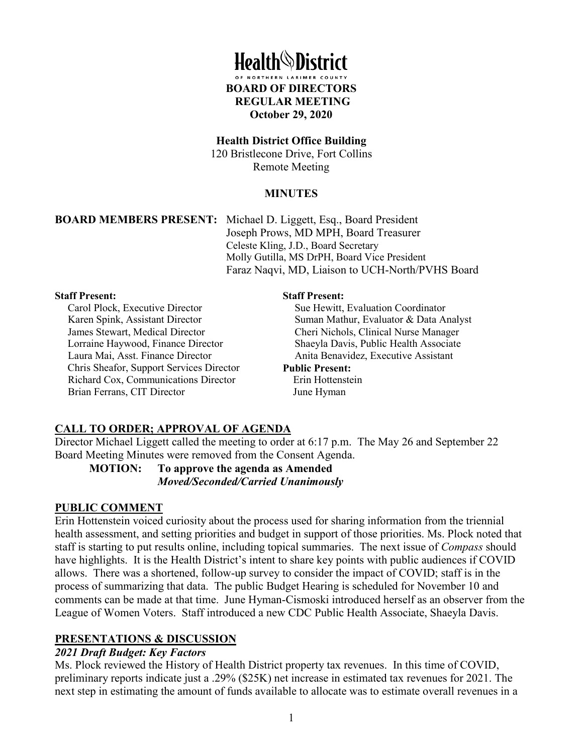# Health District

OF NORTHERN LARIMER COUNTY

**BOARD OF DIRECTORS**
**REGULAR MEETING**
**October 29, 2020**

**Health District Office Building**
120 Bristlecone Drive, Fort Collins
Remote Meeting

**MINUTES**

**BOARD MEMBERS PRESENT:** Michael D. Liggett, Esq., Board President
Joseph Prows, MD MPH, Board Treasurer
Celeste Kling, J.D., Board Secretary
Molly Gutilla, MS DrPH, Board Vice President
Faraz Naqvi, MD, Liaison to UCH-North/PVHS Board

**Staff Present:**
Carol Plock, Executive Director
Karen Spink, Assistant Director
James Stewart, Medical Director
Lorraine Haywood, Finance Director
Laura Mai, Asst. Finance Director
Chris Sheafor, Support Services Director
Richard Cox, Communications Director
Brian Ferrans, CIT Director

**Staff Present:**
Sue Hewitt, Evaluation Coordinator
Suman Mathur, Evaluator & Data Analyst
Cheri Nichols, Clinical Nurse Manager
Shaeyla Davis, Public Health Associate
Anita Benavidez, Executive Assistant

**Public Present:**
Erin Hottenstein
June Hyman

## CALL TO ORDER; APPROVAL OF AGENDA

Director Michael Liggett called the meeting to order at 6:17 p.m. The May 26 and September 22 Board Meeting Minutes were removed from the Consent Agenda.

**MOTION: To approve the agenda as Amended**
***Moved/Seconded/Carried Unanimously***

## PUBLIC COMMENT

Erin Hottenstein voiced curiosity about the process used for sharing information from the triennial health assessment, and setting priorities and budget in support of those priorities. Ms. Plock noted that staff is starting to put results online, including topical summaries. The next issue of *Compass* should have highlights. It is the Health District's intent to share key points with public audiences if COVID allows. There was a shortened, follow-up survey to consider the impact of COVID; staff is in the process of summarizing that data. The public Budget Hearing is scheduled for November 10 and comments can be made at that time. June Hyman-Cismoski introduced herself as an observer from the League of Women Voters. Staff introduced a new CDC Public Health Associate, Shaeyla Davis.

## PRESENTATIONS & DISCUSSION

### *2021 Draft Budget: Key Factors*

Ms. Plock reviewed the History of Health District property tax revenues. In this time of COVID, preliminary reports indicate just a .29% ($25K) net increase in estimated tax revenues for 2021. The next step in estimating the amount of funds available to allocate was to estimate overall revenues in a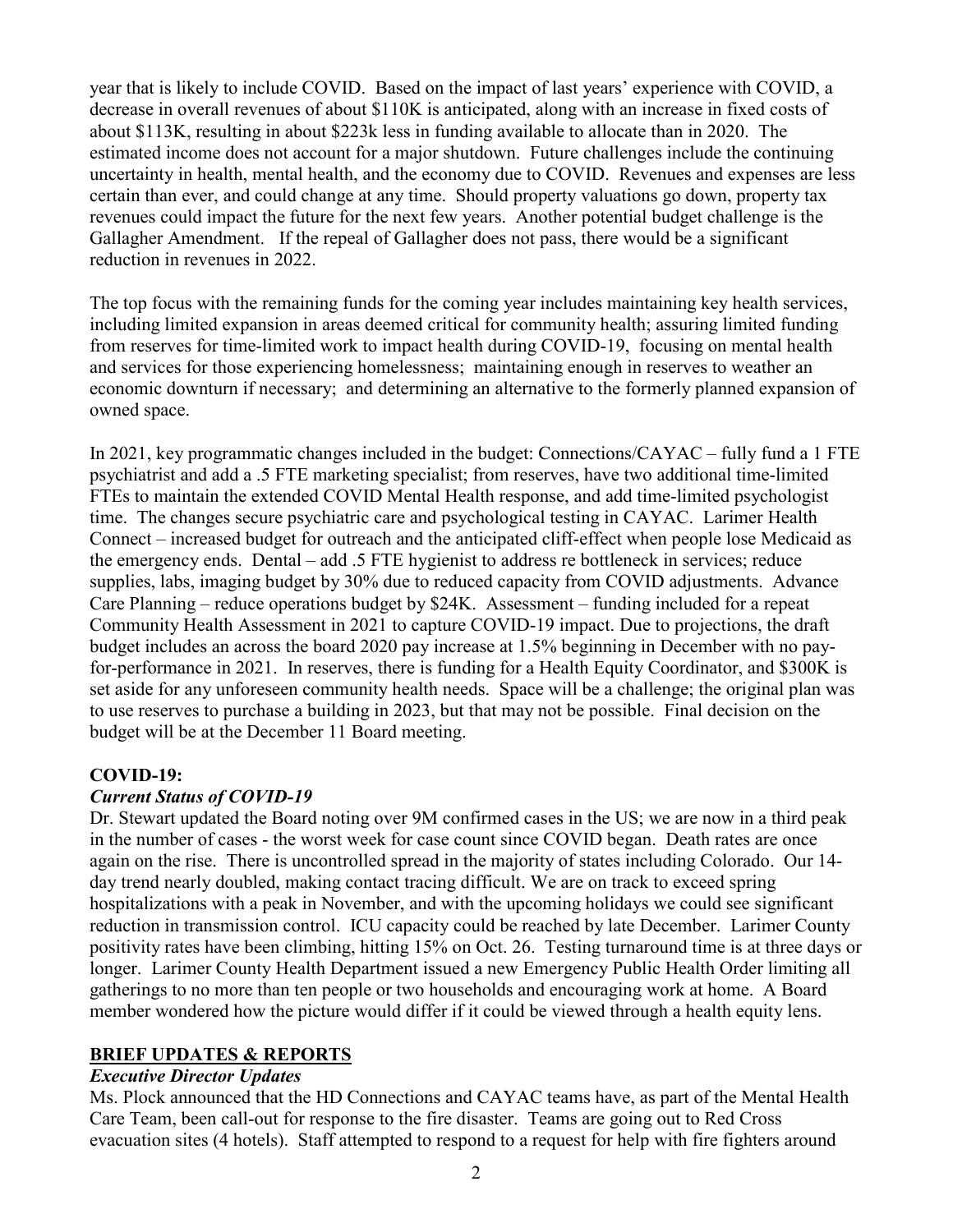year that is likely to include COVID. Based on the impact of last years' experience with COVID, a decrease in overall revenues of about $110K is anticipated, along with an increase in fixed costs of about $113K, resulting in about $223k less in funding available to allocate than in 2020. The estimated income does not account for a major shutdown. Future challenges include the continuing uncertainty in health, mental health, and the economy due to COVID. Revenues and expenses are less certain than ever, and could change at any time. Should property valuations go down, property tax revenues could impact the future for the next few years. Another potential budget challenge is the Gallagher Amendment. If the repeal of Gallagher does not pass, there would be a significant reduction in revenues in 2022.

The top focus with the remaining funds for the coming year includes maintaining key health services, including limited expansion in areas deemed critical for community health; assuring limited funding from reserves for time-limited work to impact health during COVID-19, focusing on mental health and services for those experiencing homelessness; maintaining enough in reserves to weather an economic downturn if necessary; and determining an alternative to the formerly planned expansion of owned space.

In 2021, key programmatic changes included in the budget: Connections/CAYAC – fully fund a 1 FTE psychiatrist and add a .5 FTE marketing specialist; from reserves, have two additional time-limited FTEs to maintain the extended COVID Mental Health response, and add time-limited psychologist time. The changes secure psychiatric care and psychological testing in CAYAC. Larimer Health Connect – increased budget for outreach and the anticipated cliff-effect when people lose Medicaid as the emergency ends. Dental – add .5 FTE hygienist to address re bottleneck in services; reduce supplies, labs, imaging budget by 30% due to reduced capacity from COVID adjustments. Advance Care Planning – reduce operations budget by $24K. Assessment – funding included for a repeat Community Health Assessment in 2021 to capture COVID-19 impact. Due to projections, the draft budget includes an across the board 2020 pay increase at 1.5% beginning in December with no pay-for-performance in 2021. In reserves, there is funding for a Health Equity Coordinator, and $300K is set aside for any unforeseen community health needs. Space will be a challenge; the original plan was to use reserves to purchase a building in 2023, but that may not be possible. Final decision on the budget will be at the December 11 Board meeting.

**COVID-19:**

***Current Status of COVID-19***

Dr. Stewart updated the Board noting over 9M confirmed cases in the US; we are now in a third peak in the number of cases - the worst week for case count since COVID began. Death rates are once again on the rise. There is uncontrolled spread in the majority of states including Colorado. Our 14-day trend nearly doubled, making contact tracing difficult. We are on track to exceed spring hospitalizations with a peak in November, and with the upcoming holidays we could see significant reduction in transmission control. ICU capacity could be reached by late December. Larimer County positivity rates have been climbing, hitting 15% on Oct. 26. Testing turnaround time is at three days or longer. Larimer County Health Department issued a new Emergency Public Health Order limiting all gatherings to no more than ten people or two households and encouraging work at home. A Board member wondered how the picture would differ if it could be viewed through a health equity lens.

## BRIEF UPDATES & REPORTS

***Executive Director Updates***

Ms. Plock announced that the HD Connections and CAYAC teams have, as part of the Mental Health Care Team, been call-out for response to the fire disaster. Teams are going out to Red Cross evacuation sites (4 hotels). Staff attempted to respond to a request for help with fire fighters around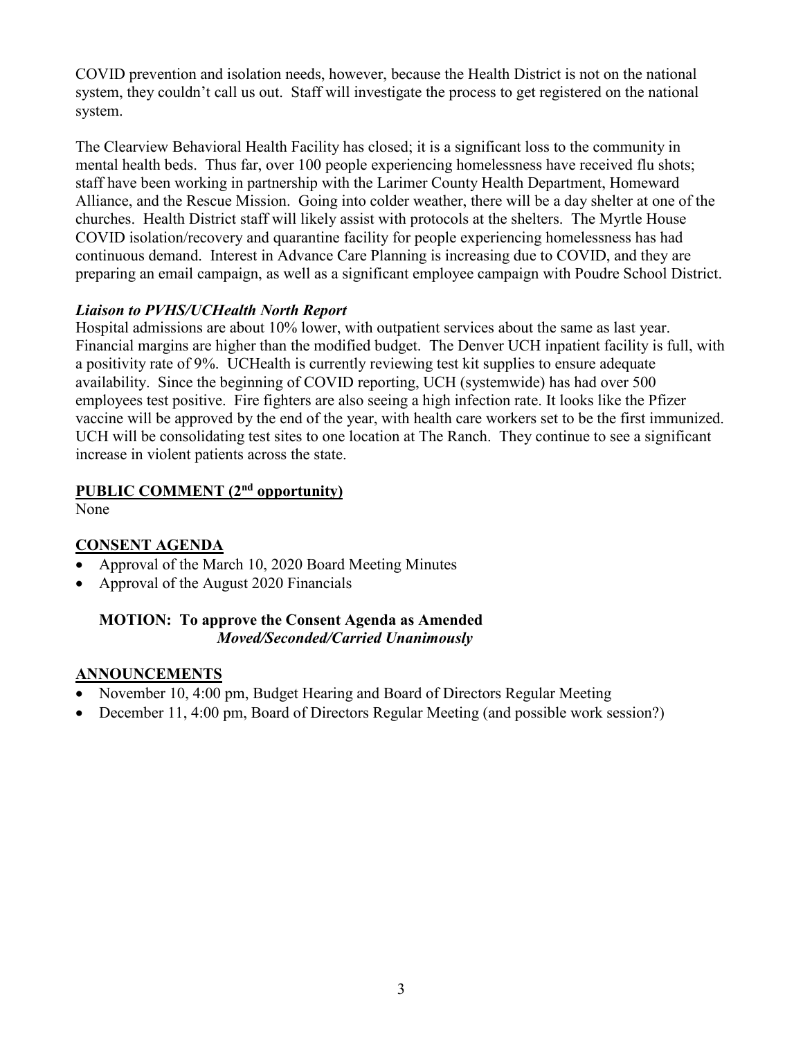COVID prevention and isolation needs, however, because the Health District is not on the national system, they couldn't call us out. Staff will investigate the process to get registered on the national system.

The Clearview Behavioral Health Facility has closed; it is a significant loss to the community in mental health beds. Thus far, over 100 people experiencing homelessness have received flu shots; staff have been working in partnership with the Larimer County Health Department, Homeward Alliance, and the Rescue Mission. Going into colder weather, there will be a day shelter at one of the churches. Health District staff will likely assist with protocols at the shelters. The Myrtle House COVID isolation/recovery and quarantine facility for people experiencing homelessness has had continuous demand. Interest in Advance Care Planning is increasing due to COVID, and they are preparing an email campaign, as well as a significant employee campaign with Poudre School District.

***Liaison to PVHS/UCHealth North Report***

Hospital admissions are about 10% lower, with outpatient services about the same as last year. Financial margins are higher than the modified budget. The Denver UCH inpatient facility is full, with a positivity rate of 9%. UCHealth is currently reviewing test kit supplies to ensure adequate availability. Since the beginning of COVID reporting, UCH (systemwide) has had over 500 employees test positive. Fire fighters are also seeing a high infection rate. It looks like the Pfizer vaccine will be approved by the end of the year, with health care workers set to be the first immunized. UCH will be consolidating test sites to one location at The Ranch. They continue to see a significant increase in violent patients across the state.

## PUBLIC COMMENT (2nd opportunity)

None

## CONSENT AGENDA

- Approval of the March 10, 2020 Board Meeting Minutes
- Approval of the August 2020 Financials

**MOTION: To approve the Consent Agenda as Amended**
***Moved/Seconded/Carried Unanimously***

## ANNOUNCEMENTS

- November 10, 4:00 pm, Budget Hearing and Board of Directors Regular Meeting
- December 11, 4:00 pm, Board of Directors Regular Meeting (and possible work session?)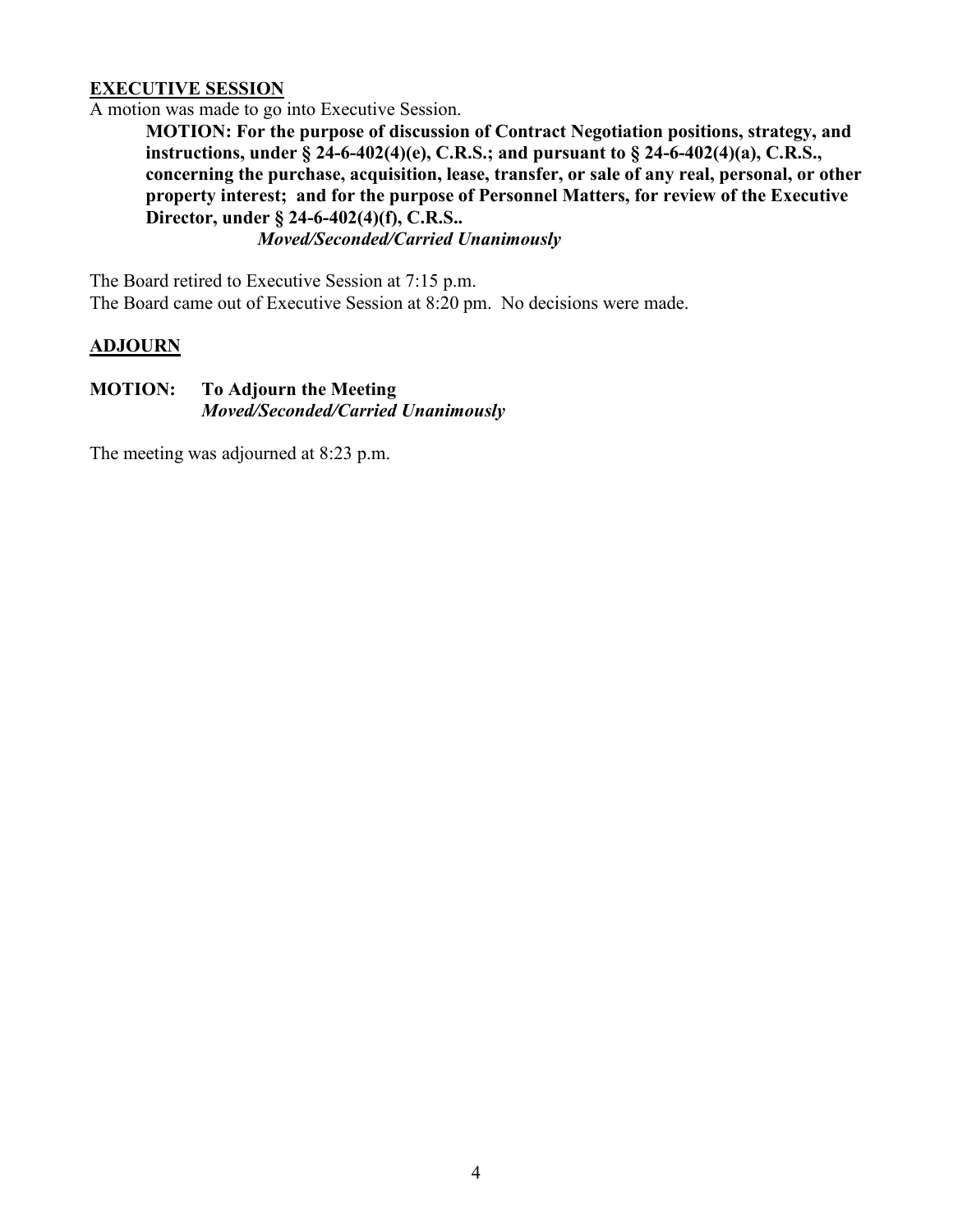## EXECUTIVE SESSION

A motion was made to go into Executive Session.

> **MOTION: For the purpose of discussion of Contract Negotiation positions, strategy, and instructions, under § 24-6-402(4)(e), C.R.S.; and pursuant to § 24-6-402(4)(a), C.R.S., concerning the purchase, acquisition, lease, transfer, or sale of any real, personal, or other property interest; and for the purpose of Personnel Matters, for review of the Executive Director, under § 24-6-402(4)(f), C.R.S..**
>
> ***Moved/Seconded/Carried Unanimously***

The Board retired to Executive Session at 7:15 p.m.
The Board came out of Executive Session at 8:20 pm. No decisions were made.

## ADJOURN

**MOTION: To Adjourn the Meeting**
***Moved/Seconded/Carried Unanimously***

The meeting was adjourned at 8:23 p.m.